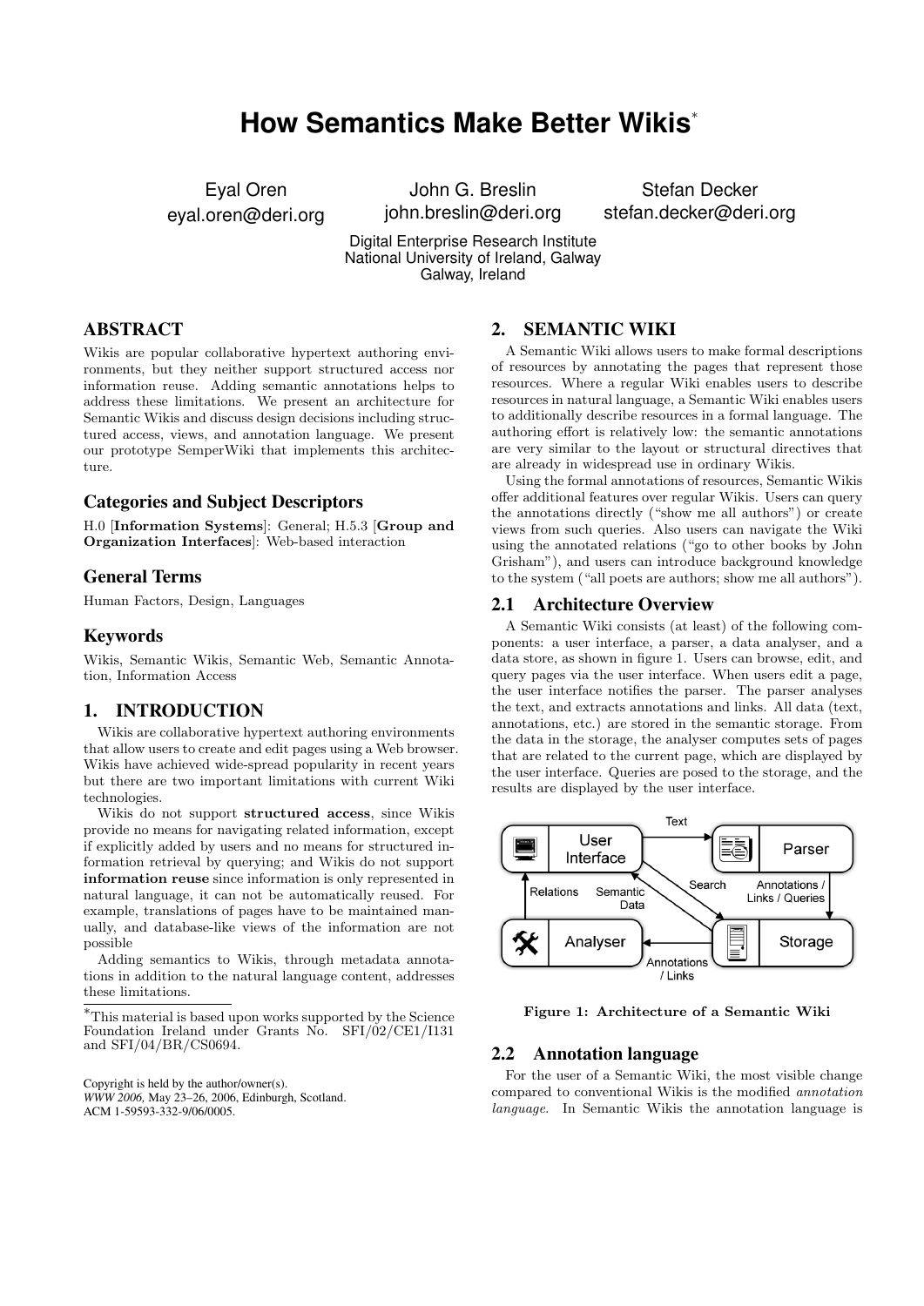# How Semantics Make Better Wikis[*]

Eyal Oren
eyal.oren@deri.org

John G. Breslin
john.breslin@deri.org

Stefan Decker
stefan.decker@deri.org

Digital Enterprise Research Institute
National University of Ireland, Galway
Galway, Ireland

## ABSTRACT

Wikis are popular collaborative hypertext authoring environments, but they neither support structured access nor information reuse. Adding semantic annotations helps to address these limitations. We present an architecture for Semantic Wikis and discuss design decisions including structured access, views, and annotation language. We present our prototype SemperWiki that implements this architecture.

## Categories and Subject Descriptors

H.0 [**Information Systems**]: General; H.5.3 [**Group and Organization Interfaces**]: Web-based interaction

## General Terms

Human Factors, Design, Languages

## Keywords

Wikis, Semantic Wikis, Semantic Web, Semantic Annotation, Information Access

## 1. INTRODUCTION

Wikis are collaborative hypertext authoring environments that allow users to create and edit pages using a Web browser. Wikis have achieved wide-spread popularity in recent years but there are two important limitations with current Wiki technologies.

Wikis do not support **structured access**, since Wikis provide no means for navigating related information, except if explicitly added by users and no means for structured information retrieval by querying; and Wikis do not support **information reuse** since information is only represented in natural language, it can not be automatically reused. For example, translations of pages have to be maintained manually, and database-like views of the information are not possible

Adding semantics to Wikis, through metadata annotations in addition to the natural language content, addresses these limitations.

[*]This material is based upon works supported by the Science Foundation Ireland under Grants No. SFI/02/CE1/I131 and SFI/04/BR/CS0694.

Copyright is held by the author/owner(s).
*WWW 2006,* May 23–26, 2006, Edinburgh, Scotland.
ACM 1-59593-332-9/06/0005.

## 2. SEMANTIC WIKI

A Semantic Wiki allows users to make formal descriptions of resources by annotating the pages that represent those resources. Where a regular Wiki enables users to describe resources in natural language, a Semantic Wiki enables users to additionally describe resources in a formal language. The authoring effort is relatively low: the semantic annotations are very similar to the layout or structural directives that are already in widespread use in ordinary Wikis.

Using the formal annotations of resources, Semantic Wikis offer additional features over regular Wikis. Users can query the annotations directly ("show me all authors") or create views from such queries. Also users can navigate the Wiki using the annotated relations ("go to other books by John Grisham"), and users can introduce background knowledge to the system ("all poets are authors; show me all authors").

### 2.1 Architecture Overview

A Semantic Wiki consists (at least) of the following components: a user interface, a parser, a data analyser, and a data store, as shown in figure 1. Users can browse, edit, and query pages via the user interface. When users edit a page, the user interface notifies the parser. The parser analyses the text, and extracts annotations and links. All data (text, annotations, etc.) are stored in the semantic storage. From the data in the storage, the analyser computes sets of pages that are related to the current page, which are displayed by the user interface. Queries are posed to the storage, and the results are displayed by the user interface.

**Figure 1: Architecture of a Semantic Wiki**

### 2.2 Annotation language

For the user of a Semantic Wiki, the most visible change compared to conventional Wikis is the modified *annotation language*. In Semantic Wikis the annotation language is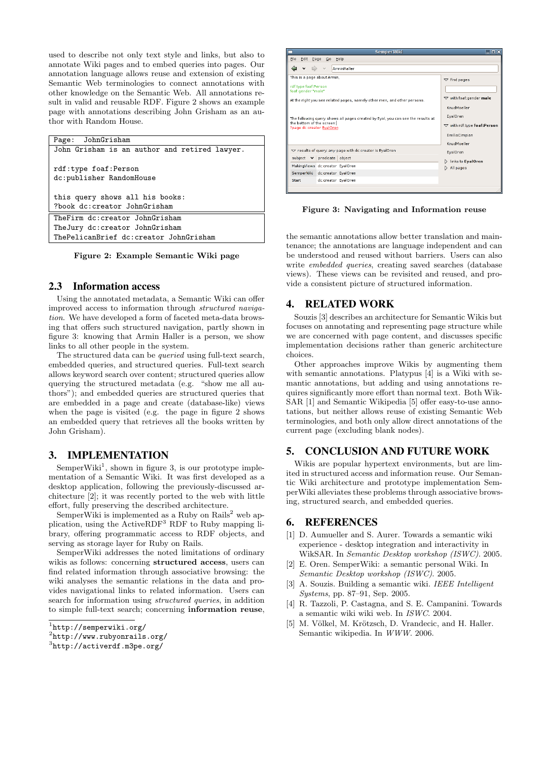used to describe not only text style and links, but also to annotate Wiki pages and to embed queries into pages. Our annotation language allows reuse and extension of existing Semantic Web terminologies to connect annotations with other knowledge on the Semantic Web. All annotations result in valid and reusable RDF. Figure 2 shows an example page with annotations describing John Grisham as an author with Random House.

```
Page:  JohnGrisham
John Grisham is an author and retired lawyer.

rdf:type foaf:Person
dc:publisher RandomHouse

this query shows all his books:
?book dc:creator JohnGrisham
```

```
TheFirm dc:creator JohnGrisham
TheJury dc:creator JohnGrisham
ThePelicanBrief dc:creator JohnGrisham
```

**Figure 2: Example Semantic Wiki page**

### 2.3 Information access

Using the annotated metadata, a Semantic Wiki can offer improved access to information through *structured navigation*. We have developed a form of faceted meta-data browsing that offers such structured navigation, partly shown in figure 3: knowing that Armin Haller is a person, we show links to all other people in the system.

The structured data can be *queried* using full-text search, embedded queries, and structured queries. Full-text search allows keyword search over content; structured queries allow querying the structured metadata (e.g. "show me all authors"); and embedded queries are structured queries that are embedded in a page and create (database-like) views when the page is visited (e.g. the page in figure 2 shows an embedded query that retrieves all the books written by John Grisham).

## 3. IMPLEMENTATION

SemperWiki[1], shown in figure 3, is our prototype implementation of a Semantic Wiki. It was first developed as a desktop application, following the previously-discussed architecture [2]; it was recently ported to the web with little effort, fully preserving the described architecture.

SemperWiki is implemented as a Ruby on Rails[2] web application, using the ActiveRDF[3] RDF to Ruby mapping library, offering programmatic access to RDF objects, and serving as storage layer for Ruby on Rails.

SemperWiki addresses the noted limitations of ordinary wikis as follows: concerning **structured access**, users can find related information through associative browsing: the wiki analyses the semantic relations in the data and provides navigational links to related information. Users can search for information using *structured queries*, in addition to simple full-text search; concerning **information reuse**, the semantic annotations allow better translation and maintenance; the annotations are language independent and can be understood and reused without barriers. Users can also write *embedded queries*, creating saved searches (database views). These views can be revisited and reused, and provide a consistent picture of structured information.

SemperWiki
File Edit Page Go Help
ArminHaller
This is a page about Armin.
rdf:type foaf:Person
foaf:gender "male"
At the right you see related pages, namely other men, and other persons.
The following query shows all pages created by Eyal, you can see the results at the bottom of the screen:
?page dc:creator EyalOren
results of query: any page with dc:creator is EyalOren
subject predicate object
MakingViews dc:creator EyalOren
SemperWiki dc:creator EyalOren
Start dc:creator EyalOren
Find pages
with foaf:gender male
KnudMoeller
EyalOren
with rdf:type foaf:Person
EmiliaCimpian
KnudMoeller
EyalOren
links to EyalOren
All pages

**Figure 3: Navigating and Information reuse**

## 4. RELATED WORK

Souzis [3] describes an architecture for Semantic Wikis but focuses on annotating and representing page structure while we are concerned with page content, and discusses specific implementation decisions rather than generic architecture choices.

Other approaches improve Wikis by augmenting them with semantic annotations. Platypus [4] is a Wiki with semantic annotations, but adding and using annotations requires significantly more effort than normal text. Both WikSAR [1] and Semantic Wikipedia [5] offer easy-to-use annotations, but neither allows reuse of existing Semantic Web terminologies, and both only allow direct annotations of the current page (excluding blank nodes).

## 5. CONCLUSION AND FUTURE WORK

Wikis are popular hypertext environments, but are limited in structured access and information reuse. Our Semantic Wiki architecture and prototype implementation SemperWiki alleviates these problems through associative browsing, structured search, and embedded queries.

## 6. REFERENCES

[1] D. Aumueller and S. Aurer. Towards a semantic wiki experience - desktop integration and interactivity in WikSAR. In *Semantic Desktop workshop (ISWC)*. 2005.

[2] E. Oren. SemperWiki: a semantic personal Wiki. In *Semantic Desktop workshop (ISWC)*. 2005.

[3] A. Souzis. Building a semantic wiki. *IEEE Intelligent Systems*, pp. 87–91, Sep. 2005.

[4] R. Tazzoli, P. Castagna, and S. E. Campanini. Towards a semantic wiki wiki web. In *ISWC*. 2004.

[5] M. Völkel, M. Krötzsch, D. Vrandecic, and H. Haller. Semantic wikipedia. In *WWW*. 2006.

[1] http://semperwiki.org/

[2] http://www.rubyonrails.org/

[3] http://activerdf.m3pe.org/